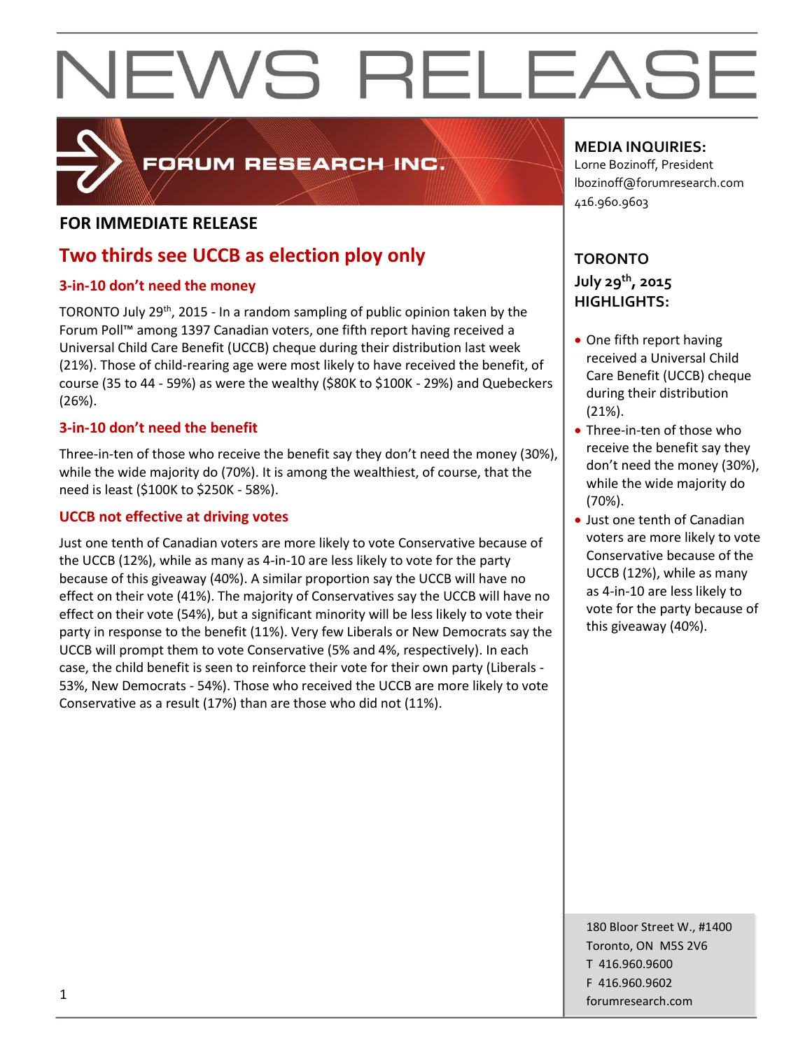# NEWS RELEASE

FORUM RESEARCH INC.

**FOR IMMEDIATE RELEASE**

## Two thirds see UCCB as election ploy only

### 3-in-10 don't need the money

TORONTO July 29th, 2015 - In a random sampling of public opinion taken by the Forum Poll™ among 1397 Canadian voters, one fifth report having received a Universal Child Care Benefit (UCCB) cheque during their distribution last week (21%). Those of child-rearing age were most likely to have received the benefit, of course (35 to 44 - 59%) as were the wealthy ($80K to $100K - 29%) and Quebeckers (26%).

### 3-in-10 don't need the benefit

Three-in-ten of those who receive the benefit say they don't need the money (30%), while the wide majority do (70%). It is among the wealthiest, of course, that the need is least ($100K to $250K - 58%).

### UCCB not effective at driving votes

Just one tenth of Canadian voters are more likely to vote Conservative because of the UCCB (12%), while as many as 4-in-10 are less likely to vote for the party because of this giveaway (40%). A similar proportion say the UCCB will have no effect on their vote (41%). The majority of Conservatives say the UCCB will have no effect on their vote (54%), but a significant minority will be less likely to vote their party in response to the benefit (11%). Very few Liberals or New Democrats say the UCCB will prompt them to vote Conservative (5% and 4%, respectively). In each case, the child benefit is seen to reinforce their vote for their own party (Liberals - 53%, New Democrats - 54%). Those who received the UCCB are more likely to vote Conservative as a result (17%) than are those who did not (11%).

**MEDIA INQUIRIES:**
Lorne Bozinoff, President
lbozinoff@forumresearch.com
416.960.9603

**TORONTO**
**July 29th, 2015**
**HIGHLIGHTS:**

- One fifth report having received a Universal Child Care Benefit (UCCB) cheque during their distribution (21%).
- Three-in-ten of those who receive the benefit say they don't need the money (30%), while the wide majority do (70%).
- Just one tenth of Canadian voters are more likely to vote Conservative because of the UCCB (12%), while as many as 4-in-10 are less likely to vote for the party because of this giveaway (40%).

180 Bloor Street W., #1400
Toronto, ON M5S 2V6
T 416.960.9600
F 416.960.9602
forumresearch.com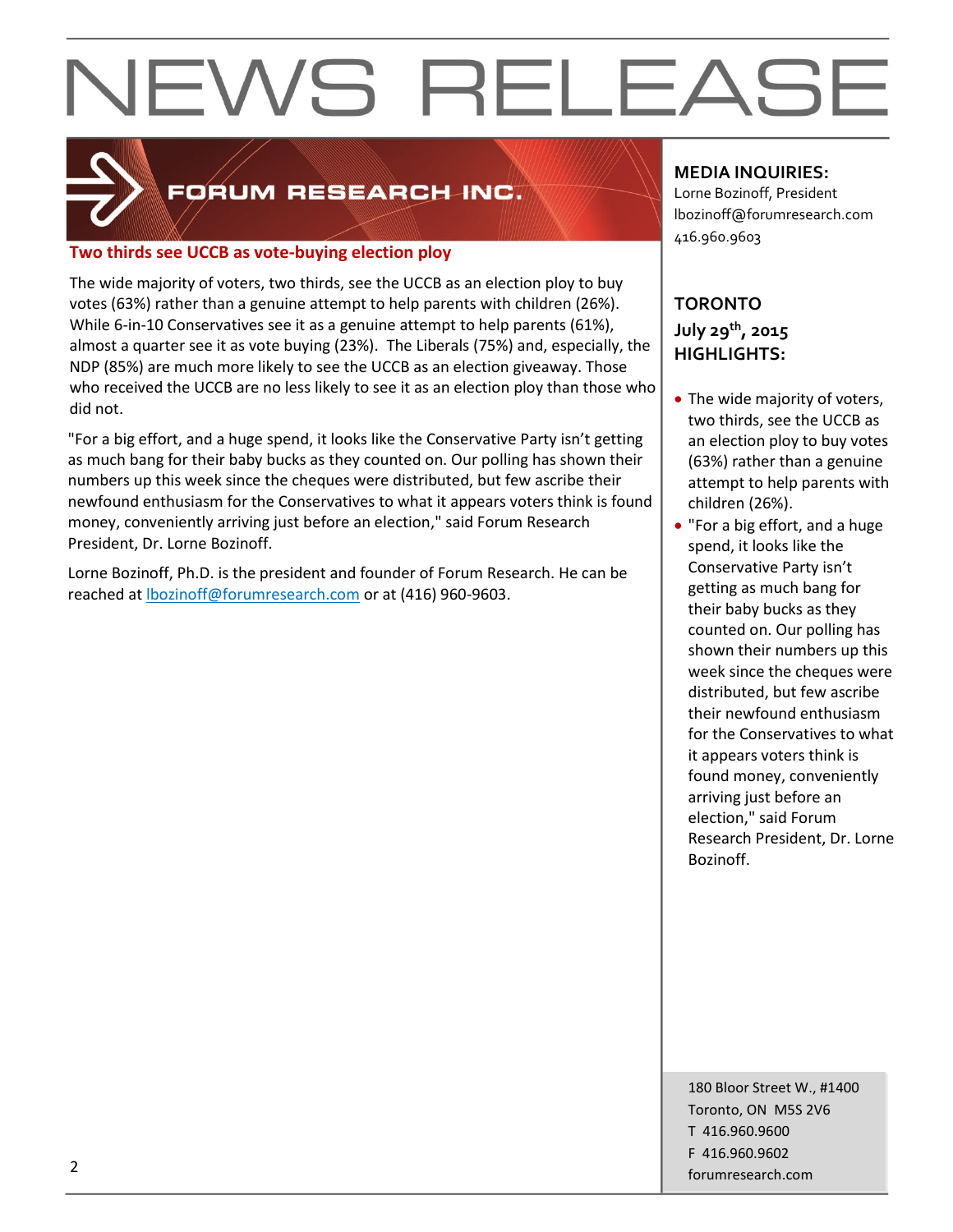# NEWS RELEASE

FORUM RESEARCH INC.

## Two thirds see UCCB as vote-buying election ploy

The wide majority of voters, two thirds, see the UCCB as an election ploy to buy votes (63%) rather than a genuine attempt to help parents with children (26%). While 6-in-10 Conservatives see it as a genuine attempt to help parents (61%), almost a quarter see it as vote buying (23%). The Liberals (75%) and, especially, the NDP (85%) are much more likely to see the UCCB as an election giveaway. Those who received the UCCB are no less likely to see it as an election ploy than those who did not.

"For a big effort, and a huge spend, it looks like the Conservative Party isn't getting as much bang for their baby bucks as they counted on. Our polling has shown their numbers up this week since the cheques were distributed, but few ascribe their newfound enthusiasm for the Conservatives to what it appears voters think is found money, conveniently arriving just before an election," said Forum Research President, Dr. Lorne Bozinoff.

Lorne Bozinoff, Ph.D. is the president and founder of Forum Research. He can be reached at lbozinoff@forumresearch.com or at (416) 960-9603.

**MEDIA INQUIRIES:**
Lorne Bozinoff, President
lbozinoff@forumresearch.com
416.960.9603

**TORONTO**
**July 29th, 2015**
**HIGHLIGHTS:**

- The wide majority of voters, two thirds, see the UCCB as an election ploy to buy votes (63%) rather than a genuine attempt to help parents with children (26%).
- "For a big effort, and a huge spend, it looks like the Conservative Party isn't getting as much bang for their baby bucks as they counted on. Our polling has shown their numbers up this week since the cheques were distributed, but few ascribe their newfound enthusiasm for the Conservatives to what it appears voters think is found money, conveniently arriving just before an election," said Forum Research President, Dr. Lorne Bozinoff.

180 Bloor Street W., #1400
Toronto, ON M5S 2V6
T 416.960.9600
F 416.960.9602
forumresearch.com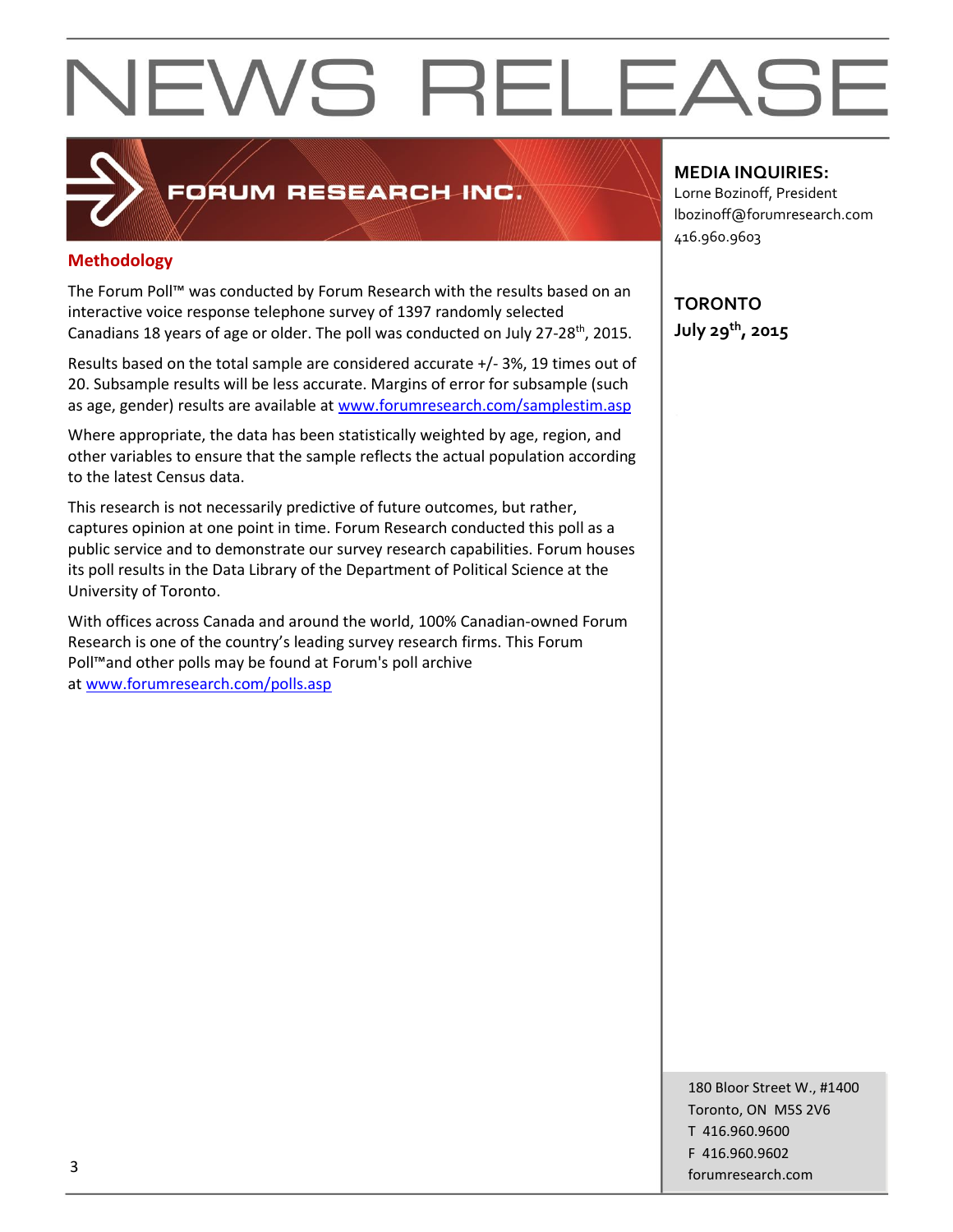# NEWS RELEASE

FORUM RESEARCH INC.

**MEDIA INQUIRIES:**
Lorne Bozinoff, President
lbozinoff@forumresearch.com
416.960.9603

**TORONTO**
**July 29th, 2015**

## Methodology

The Forum Poll™ was conducted by Forum Research with the results based on an interactive voice response telephone survey of 1397 randomly selected Canadians 18 years of age or older. The poll was conducted on July 27-28th, 2015.

Results based on the total sample are considered accurate +/- 3%, 19 times out of 20. Subsample results will be less accurate. Margins of error for subsample (such as age, gender) results are available at www.forumresearch.com/samplestim.asp

Where appropriate, the data has been statistically weighted by age, region, and other variables to ensure that the sample reflects the actual population according to the latest Census data.

This research is not necessarily predictive of future outcomes, but rather, captures opinion at one point in time. Forum Research conducted this poll as a public service and to demonstrate our survey research capabilities. Forum houses its poll results in the Data Library of the Department of Political Science at the University of Toronto.

With offices across Canada and around the world, 100% Canadian-owned Forum Research is one of the country's leading survey research firms. This Forum Poll™and other polls may be found at Forum's poll archive at www.forumresearch.com/polls.asp

180 Bloor Street W., #1400
Toronto, ON M5S 2V6
T 416.960.9600
F 416.960.9602
forumresearch.com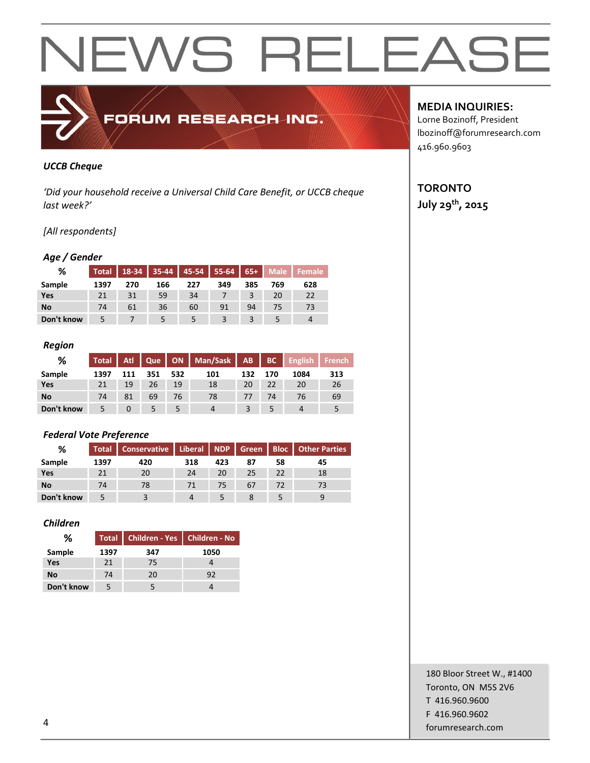# NEWS RELEASE

FORUM RESEARCH INC.

**MEDIA INQUIRIES:**
Lorne Bozinoff, President
lbozinoff@forumresearch.com
416.960.9603

**TORONTO**
**July 29th, 2015**

***UCCB Cheque***

*'Did your household receive a Universal Child Care Benefit, or UCCB cheque last week?'*

*[All respondents]*

***Age / Gender***

| % | Total | 18-34 | 35-44 | 45-54 | 55-64 | 65+ | Male | Female |
|---|---|---|---|---|---|---|---|---|
| Sample | 1397 | 270 | 166 | 227 | 349 | 385 | 769 | 628 |
| Yes | 21 | 31 | 59 | 34 | 7 | 3 | 20 | 22 |
| No | 74 | 61 | 36 | 60 | 91 | 94 | 75 | 73 |
| Don't know | 5 | 7 | 5 | 5 | 3 | 3 | 5 | 4 |

***Region***

| % | Total | Atl | Que | ON | Man/Sask | AB | BC | English | French |
|---|---|---|---|---|---|---|---|---|---|
| Sample | 1397 | 111 | 351 | 532 | 101 | 132 | 170 | 1084 | 313 |
| Yes | 21 | 19 | 26 | 19 | 18 | 20 | 22 | 20 | 26 |
| No | 74 | 81 | 69 | 76 | 78 | 77 | 74 | 76 | 69 |
| Don't know | 5 | 0 | 5 | 5 | 4 | 3 | 5 | 4 | 5 |

***Federal Vote Preference***

| % | Total | Conservative | Liberal | NDP | Green | Bloc | Other Parties |
|---|---|---|---|---|---|---|---|
| Sample | 1397 | 420 | 318 | 423 | 87 | 58 | 45 |
| Yes | 21 | 20 | 24 | 20 | 25 | 22 | 18 |
| No | 74 | 78 | 71 | 75 | 67 | 72 | 73 |
| Don't know | 5 | 3 | 4 | 5 | 8 | 5 | 9 |

***Children***

| % | Total | Children - Yes | Children - No |
|---|---|---|---|
| Sample | 1397 | 347 | 1050 |
| Yes | 21 | 75 | 4 |
| No | 74 | 20 | 92 |
| Don't know | 5 | 5 | 4 |

180 Bloor Street W., #1400
Toronto, ON M5S 2V6
T 416.960.9600
F 416.960.9602
forumresearch.com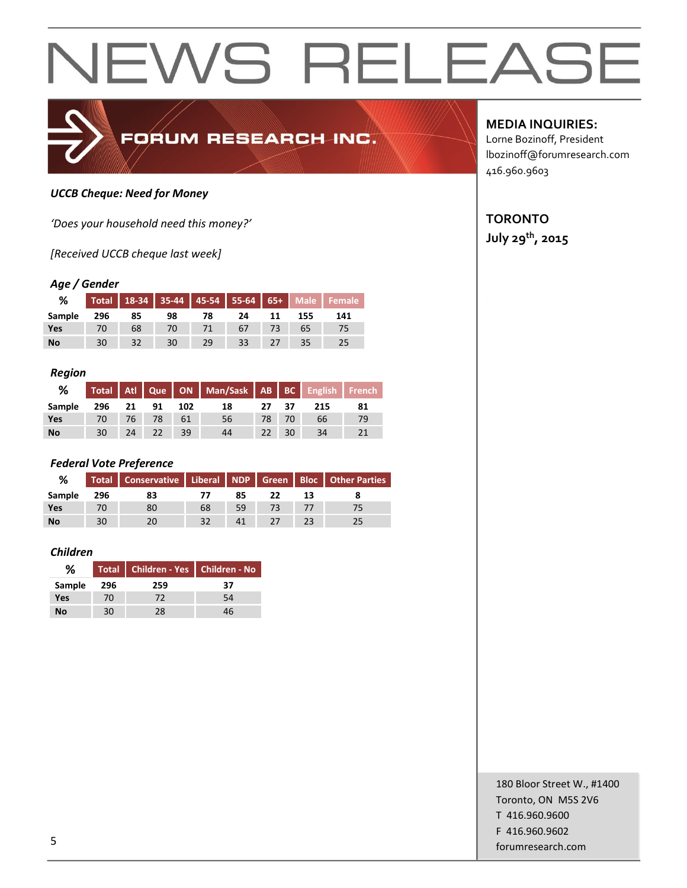# NEWS RELEASE

FORUM RESEARCH INC.

**MEDIA INQUIRIES:**
Lorne Bozinoff, President
lbozinoff@forumresearch.com
416.960.9603

**TORONTO**
**July 29th, 2015**

***UCCB Cheque: Need for Money***

*'Does your household need this money?'*

*[Received UCCB cheque last week]*

***Age / Gender***

| % | Total | 18-34 | 35-44 | 45-54 | 55-64 | 65+ | Male | Female |
|---|---|---|---|---|---|---|---|---|
| Sample | 296 | 85 | 98 | 78 | 24 | 11 | 155 | 141 |
| Yes | 70 | 68 | 70 | 71 | 67 | 73 | 65 | 75 |
| No | 30 | 32 | 30 | 29 | 33 | 27 | 35 | 25 |

***Region***

| % | Total | Atl | Que | ON | Man/Sask | AB | BC | English | French |
|---|---|---|---|---|---|---|---|---|---|
| Sample | 296 | 21 | 91 | 102 | 18 | 27 | 37 | 215 | 81 |
| Yes | 70 | 76 | 78 | 61 | 56 | 78 | 70 | 66 | 79 |
| No | 30 | 24 | 22 | 39 | 44 | 22 | 30 | 34 | 21 |

***Federal Vote Preference***

| % | Total | Conservative | Liberal | NDP | Green | Bloc | Other Parties |
|---|---|---|---|---|---|---|---|
| Sample | 296 | 83 | 77 | 85 | 22 | 13 | 8 |
| Yes | 70 | 80 | 68 | 59 | 73 | 77 | 75 |
| No | 30 | 20 | 32 | 41 | 27 | 23 | 25 |

***Children***

| % | Total | Children - Yes | Children - No |
|---|---|---|---|
| Sample | 296 | 259 | 37 |
| Yes | 70 | 72 | 54 |
| No | 30 | 28 | 46 |

180 Bloor Street W., #1400
Toronto, ON M5S 2V6
T 416.960.9600
F 416.960.9602
forumresearch.com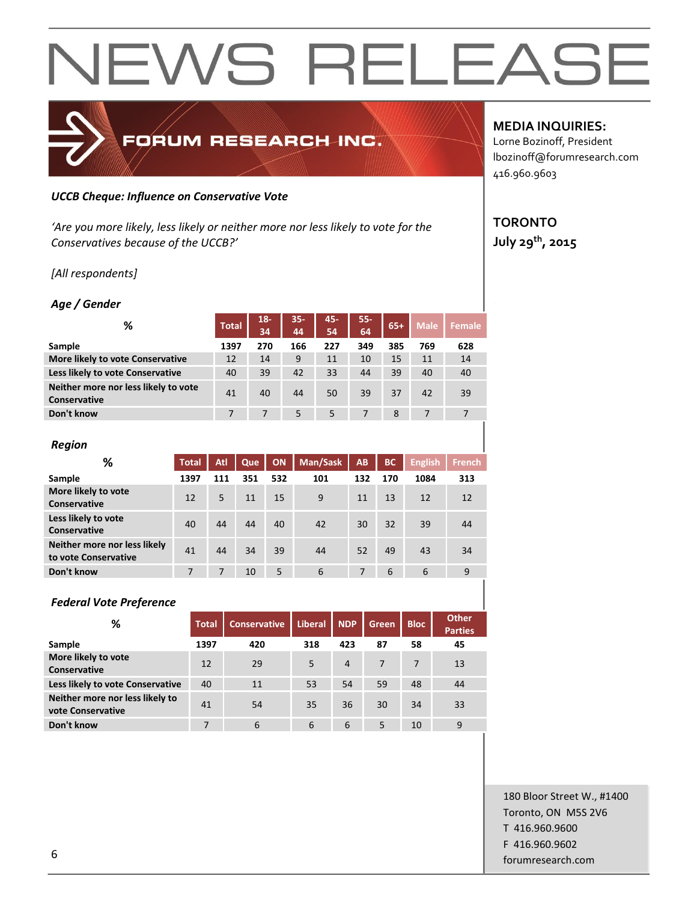# NEWS RELEASE

FORUM RESEARCH INC.

**MEDIA INQUIRIES:**
Lorne Bozinoff, President
lbozinoff@forumresearch.com
416.960.9603

**TORONTO**
**July 29th, 2015**

***UCCB Cheque: Influence on Conservative Vote***

*'Are you more likely, less likely or neither more nor less likely to vote for the Conservatives because of the UCCB?'*

*[All respondents]*

### *Age / Gender*

| % | Total | 18-34 | 35-44 | 45-54 | 55-64 | 65+ | Male | Female |
|---|---|---|---|---|---|---|---|---|
| **Sample** | **1397** | **270** | **166** | **227** | **349** | **385** | **769** | **628** |
| **More likely to vote Conservative** | 12 | 14 | 9 | 11 | 10 | 15 | 11 | 14 |
| **Less likely to vote Conservative** | 40 | 39 | 42 | 33 | 44 | 39 | 40 | 40 |
| **Neither more nor less likely to vote Conservative** | 41 | 40 | 44 | 50 | 39 | 37 | 42 | 39 |
| **Don't know** | 7 | 7 | 5 | 5 | 7 | 8 | 7 | 7 |

### *Region*

| % | Total | Atl | Que | ON | Man/Sask | AB | BC | English | French |
|---|---|---|---|---|---|---|---|---|---|
| **Sample** | **1397** | **111** | **351** | **532** | **101** | **132** | **170** | **1084** | **313** |
| **More likely to vote Conservative** | 12 | 5 | 11 | 15 | 9 | 11 | 13 | 12 | 12 |
| **Less likely to vote Conservative** | 40 | 44 | 44 | 40 | 42 | 30 | 32 | 39 | 44 |
| **Neither more nor less likely to vote Conservative** | 41 | 44 | 34 | 39 | 44 | 52 | 49 | 43 | 34 |
| **Don't know** | 7 | 7 | 10 | 5 | 6 | 7 | 6 | 6 | 9 |

### *Federal Vote Preference*

| % | Total | Conservative | Liberal | NDP | Green | Bloc | Other Parties |
|---|---|---|---|---|---|---|---|
| **Sample** | **1397** | **420** | **318** | **423** | **87** | **58** | **45** |
| **More likely to vote Conservative** | 12 | 29 | 5 | 4 | 7 | 7 | 13 |
| **Less likely to vote Conservative** | 40 | 11 | 53 | 54 | 59 | 48 | 44 |
| **Neither more nor less likely to vote Conservative** | 41 | 54 | 35 | 36 | 30 | 34 | 33 |
| **Don't know** | 7 | 6 | 6 | 6 | 5 | 10 | 9 |

180 Bloor Street W., #1400
Toronto, ON M5S 2V6
T 416.960.9600
F 416.960.9602
forumresearch.com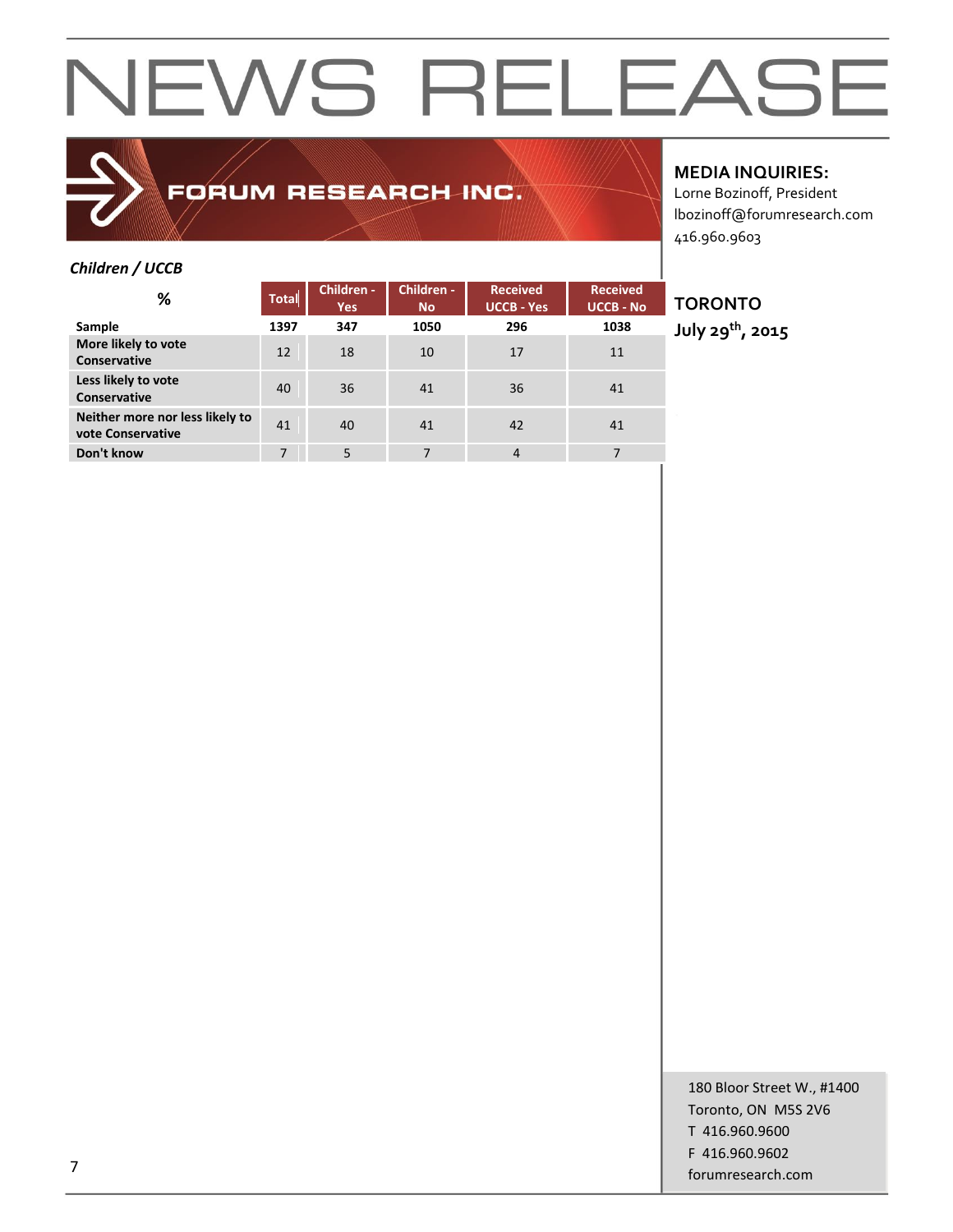# NEWS RELEASE

FORUM RESEARCH INC.

**MEDIA INQUIRIES:**
Lorne Bozinoff, President
lbozinoff@forumresearch.com
416.960.9603

**TORONTO**
**July 29th, 2015**

***Children / UCCB***

| % | Total | Children - Yes | Children - No | Received UCCB - Yes | Received UCCB - No |
|---|---|---|---|---|---|
| **Sample** | **1397** | **347** | **1050** | **296** | **1038** |
| **More likely to vote Conservative** | 12 | 18 | 10 | 17 | 11 |
| **Less likely to vote Conservative** | 40 | 36 | 41 | 36 | 41 |
| **Neither more nor less likely to vote Conservative** | 41 | 40 | 41 | 42 | 41 |
| **Don't know** | 7 | 5 | 7 | 4 | 7 |

180 Bloor Street W., #1400
Toronto, ON M5S 2V6
T 416.960.9600
F 416.960.9602
forumresearch.com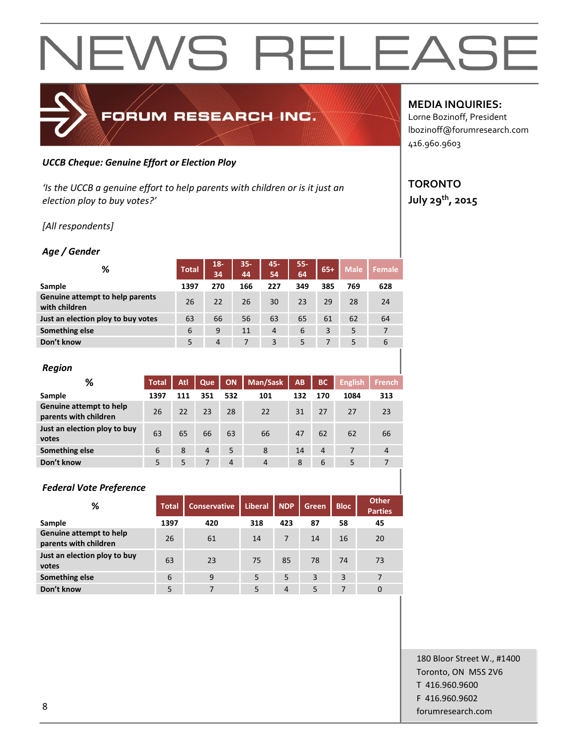# NEWS RELEASE

FORUM RESEARCH INC.

**MEDIA INQUIRIES:**
Lorne Bozinoff, President
lbozinoff@forumresearch.com
416.960.9603

**TORONTO**
**July 29th, 2015**

***UCCB Cheque: Genuine Effort or Election Ploy***

*'Is the UCCB a genuine effort to help parents with children or is it just an election ploy to buy votes?'*

*[All respondents]*

### *Age / Gender*

| % | Total | 18-34 | 35-44 | 45-54 | 55-64 | 65+ | Male | Female |
|---|---|---|---|---|---|---|---|---|
| **Sample** | 1397 | 270 | 166 | 227 | 349 | 385 | 769 | 628 |
| **Genuine attempt to help parents with children** | 26 | 22 | 26 | 30 | 23 | 29 | 28 | 24 |
| **Just an election ploy to buy votes** | 63 | 66 | 56 | 63 | 65 | 61 | 62 | 64 |
| **Something else** | 6 | 9 | 11 | 4 | 6 | 3 | 5 | 7 |
| **Don't know** | 5 | 4 | 7 | 3 | 5 | 7 | 5 | 6 |

### *Region*

| % | Total | Atl | Que | ON | Man/Sask | AB | BC | English | French |
|---|---|---|---|---|---|---|---|---|---|
| **Sample** | 1397 | 111 | 351 | 532 | 101 | 132 | 170 | 1084 | 313 |
| **Genuine attempt to help parents with children** | 26 | 22 | 23 | 28 | 22 | 31 | 27 | 27 | 23 |
| **Just an election ploy to buy votes** | 63 | 65 | 66 | 63 | 66 | 47 | 62 | 62 | 66 |
| **Something else** | 6 | 8 | 4 | 5 | 8 | 14 | 4 | 7 | 4 |
| **Don't know** | 5 | 5 | 7 | 4 | 4 | 8 | 6 | 5 | 7 |

### *Federal Vote Preference*

| % | Total | Conservative | Liberal | NDP | Green | Bloc | Other Parties |
|---|---|---|---|---|---|---|---|
| **Sample** | 1397 | 420 | 318 | 423 | 87 | 58 | 45 |
| **Genuine attempt to help parents with children** | 26 | 61 | 14 | 7 | 14 | 16 | 20 |
| **Just an election ploy to buy votes** | 63 | 23 | 75 | 85 | 78 | 74 | 73 |
| **Something else** | 6 | 9 | 5 | 5 | 3 | 3 | 7 |
| **Don't know** | 5 | 7 | 5 | 4 | 5 | 7 | 0 |

180 Bloor Street W., #1400
Toronto, ON M5S 2V6
T 416.960.9600
F 416.960.9602
forumresearch.com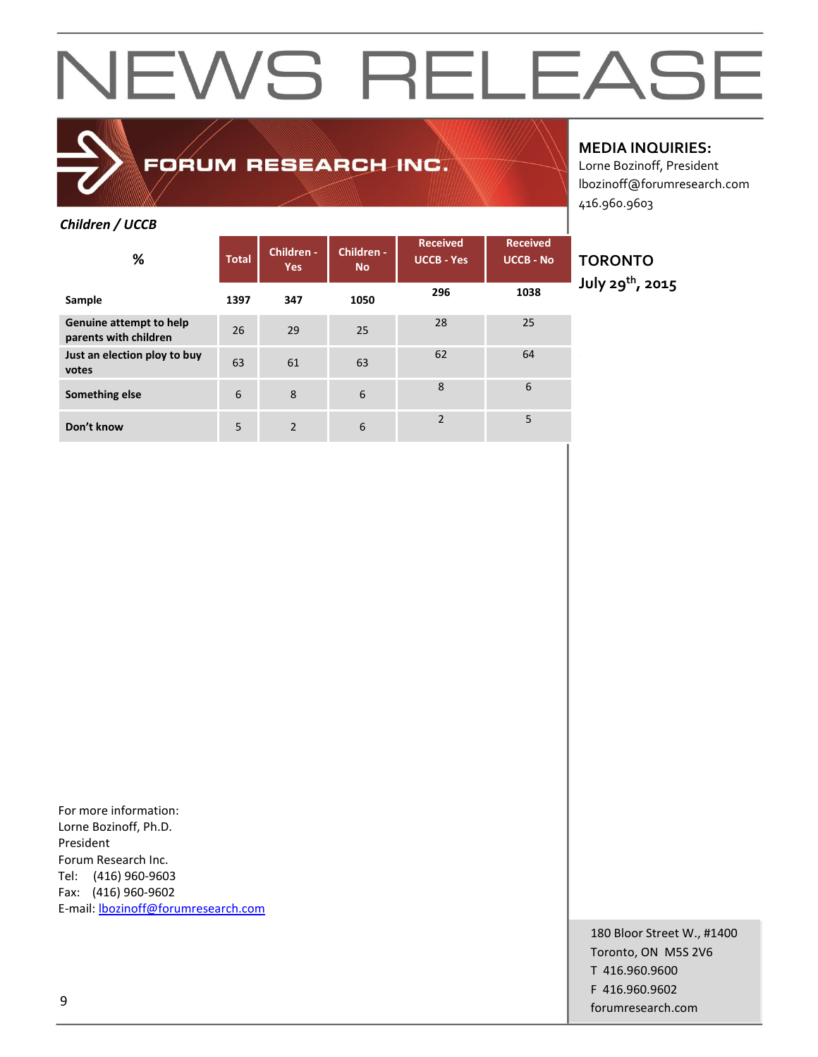# NEWS RELEASE

FORUM RESEARCH INC.

**MEDIA INQUIRIES:**
Lorne Bozinoff, President
lbozinoff@forumresearch.com
416.960.9603

**TORONTO**
**July 29th, 2015**

***Children / UCCB***

| % | Total | Children - Yes | Children - No | Received UCCB - Yes | Received UCCB - No |
|---|---|---|---|---|---|
| **Sample** | 1397 | 347 | 1050 | 296 | 1038 |
| **Genuine attempt to help parents with children** | 26 | 29 | 25 | 28 | 25 |
| **Just an election ploy to buy votes** | 63 | 61 | 63 | 62 | 64 |
| **Something else** | 6 | 8 | 6 | 8 | 6 |
| **Don't know** | 5 | 2 | 6 | 2 | 5 |

For more information:
Lorne Bozinoff, Ph.D.
President
Forum Research Inc.
Tel: (416) 960-9603
Fax: (416) 960-9602
E-mail: lbozinoff@forumresearch.com

180 Bloor Street W., #1400
Toronto, ON M5S 2V6
T 416.960.9600
F 416.960.9602
forumresearch.com